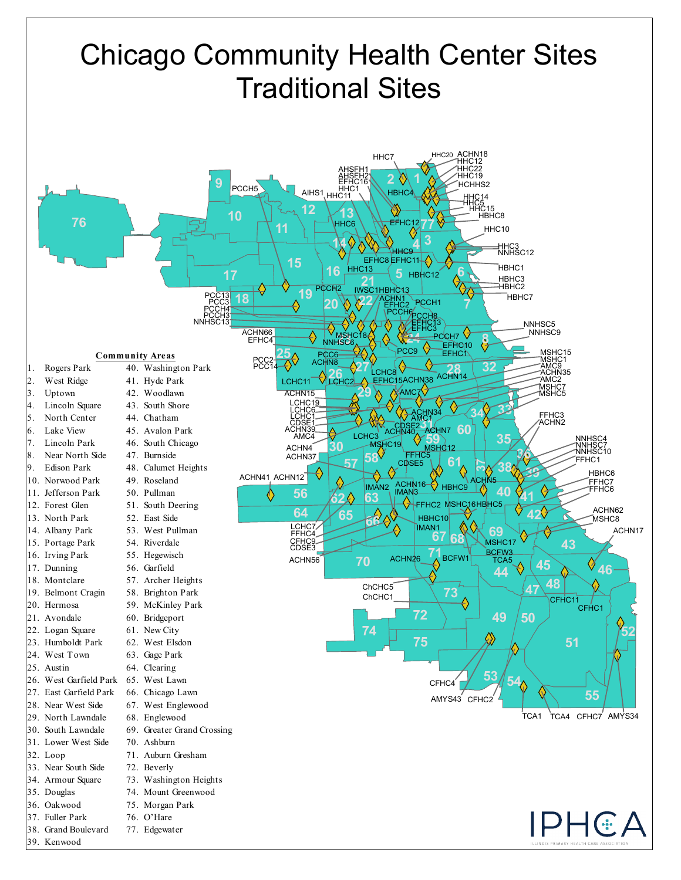# Chicago Community Health Center Sites
# Traditional Sites

**Community Areas**

1. Rogers Park
2. West Ridge
3. Uptown
4. Lincoln Square
5. North Center
6. Lake View
7. Lincoln Park
8. Near North Side
9. Edison Park
10. Norwood Park
11. Jefferson Park
12. Forest Glen
13. North Park
14. Albany Park
15. Portage Park
16. Irving Park
17. Dunning
18. Montclare
19. Belmont Cragin
20. Hermosa
21. Avondale
22. Logan Square
23. Humboldt Park
24. West Town
25. Austin
26. West Garfield Park
27. East Garfield Park
28. Near West Side
29. North Lawndale
30. South Lawndale
31. Lower West Side
32. Loop
33. Near South Side
34. Armour Square
35. Douglas
36. Oakwood
37. Fuller Park
38. Grand Boulevard
39. Kenwood
40. Washington Park
41. Hyde Park
42. Woodlawn
43. South Shore
44. Chatham
45. Avalon Park
46. South Chicago
47. Burnside
48. Calumet Heights
49. Roseland
50. Pullman
51. South Deering
52. East Side
53. West Pullman
54. Riverdale
55. Hegewisch
56. Garfield
57. Archer Heights
58. Brighton Park
59. McKinley Park
60. Bridgeport
61. New City
62. West Elsdon
63. Gage Park
64. Clearing
65. West Lawn
66. Chicago Lawn
67. West Englewood
68. Englewood
69. Greater Grand Crossing
70. Ashburn
71. Auburn Gresham
72. Beverly
73. Washington Heights
74. Mount Greenwood
75. Morgan Park
76. O'Hare
77. Edgewater

IPHCA
ILLINOIS PRIMARY HEALTH CARE ASSOCIATION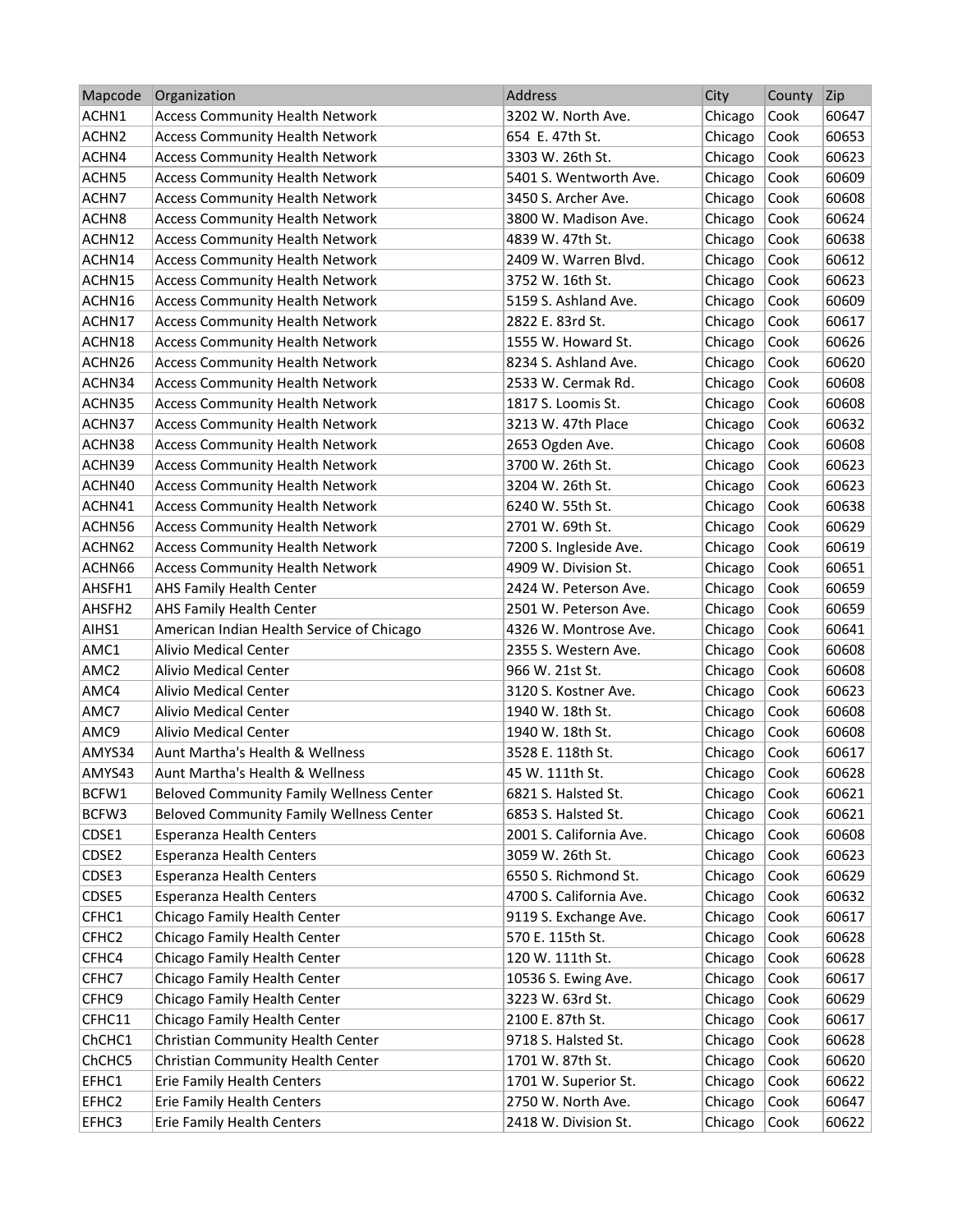| Mapcode | Organization | Address | City | County | Zip |
| --- | --- | --- | --- | --- | --- |
| ACHN1 | Access Community Health Network | 3202 W. North Ave. | Chicago | Cook | 60647 |
| ACHN2 | Access Community Health Network | 654 E. 47th St. | Chicago | Cook | 60653 |
| ACHN4 | Access Community Health Network | 3303 W. 26th St. | Chicago | Cook | 60623 |
| ACHN5 | Access Community Health Network | 5401 S. Wentworth Ave. | Chicago | Cook | 60609 |
| ACHN7 | Access Community Health Network | 3450 S. Archer Ave. | Chicago | Cook | 60608 |
| ACHN8 | Access Community Health Network | 3800 W. Madison Ave. | Chicago | Cook | 60624 |
| ACHN12 | Access Community Health Network | 4839 W. 47th St. | Chicago | Cook | 60638 |
| ACHN14 | Access Community Health Network | 2409 W. Warren Blvd. | Chicago | Cook | 60612 |
| ACHN15 | Access Community Health Network | 3752 W. 16th St. | Chicago | Cook | 60623 |
| ACHN16 | Access Community Health Network | 5159 S. Ashland Ave. | Chicago | Cook | 60609 |
| ACHN17 | Access Community Health Network | 2822 E. 83rd St. | Chicago | Cook | 60617 |
| ACHN18 | Access Community Health Network | 1555 W. Howard St. | Chicago | Cook | 60626 |
| ACHN26 | Access Community Health Network | 8234 S. Ashland Ave. | Chicago | Cook | 60620 |
| ACHN34 | Access Community Health Network | 2533 W. Cermak Rd. | Chicago | Cook | 60608 |
| ACHN35 | Access Community Health Network | 1817 S. Loomis St. | Chicago | Cook | 60608 |
| ACHN37 | Access Community Health Network | 3213 W. 47th Place | Chicago | Cook | 60632 |
| ACHN38 | Access Community Health Network | 2653 Ogden Ave. | Chicago | Cook | 60608 |
| ACHN39 | Access Community Health Network | 3700 W. 26th St. | Chicago | Cook | 60623 |
| ACHN40 | Access Community Health Network | 3204 W. 26th St. | Chicago | Cook | 60623 |
| ACHN41 | Access Community Health Network | 6240 W. 55th St. | Chicago | Cook | 60638 |
| ACHN56 | Access Community Health Network | 2701 W. 69th St. | Chicago | Cook | 60629 |
| ACHN62 | Access Community Health Network | 7200 S. Ingleside Ave. | Chicago | Cook | 60619 |
| ACHN66 | Access Community Health Network | 4909 W. Division St. | Chicago | Cook | 60651 |
| AHSFH1 | AHS Family Health Center | 2424 W. Peterson Ave. | Chicago | Cook | 60659 |
| AHSFH2 | AHS Family Health Center | 2501 W. Peterson Ave. | Chicago | Cook | 60659 |
| AIHS1 | American Indian Health Service of Chicago | 4326 W. Montrose Ave. | Chicago | Cook | 60641 |
| AMC1 | Alivio Medical Center | 2355 S. Western Ave. | Chicago | Cook | 60608 |
| AMC2 | Alivio Medical Center | 966 W. 21st St. | Chicago | Cook | 60608 |
| AMC4 | Alivio Medical Center | 3120 S. Kostner Ave. | Chicago | Cook | 60623 |
| AMC7 | Alivio Medical Center | 1940 W. 18th St. | Chicago | Cook | 60608 |
| AMC9 | Alivio Medical Center | 1940 W. 18th St. | Chicago | Cook | 60608 |
| AMYS34 | Aunt Martha's Health & Wellness | 3528 E. 118th St. | Chicago | Cook | 60617 |
| AMYS43 | Aunt Martha's Health & Wellness | 45 W. 111th St. | Chicago | Cook | 60628 |
| BCFW1 | Beloved Community Family Wellness Center | 6821 S. Halsted St. | Chicago | Cook | 60621 |
| BCFW3 | Beloved Community Family Wellness Center | 6853 S. Halsted St. | Chicago | Cook | 60621 |
| CDSE1 | Esperanza Health Centers | 2001 S. California Ave. | Chicago | Cook | 60608 |
| CDSE2 | Esperanza Health Centers | 3059 W. 26th St. | Chicago | Cook | 60623 |
| CDSE3 | Esperanza Health Centers | 6550 S. Richmond St. | Chicago | Cook | 60629 |
| CDSE5 | Esperanza Health Centers | 4700 S. California Ave. | Chicago | Cook | 60632 |
| CFHC1 | Chicago Family Health Center | 9119 S. Exchange Ave. | Chicago | Cook | 60617 |
| CFHC2 | Chicago Family Health Center | 570 E. 115th St. | Chicago | Cook | 60628 |
| CFHC4 | Chicago Family Health Center | 120 W. 111th St. | Chicago | Cook | 60628 |
| CFHC7 | Chicago Family Health Center | 10536 S. Ewing Ave. | Chicago | Cook | 60617 |
| CFHC9 | Chicago Family Health Center | 3223 W. 63rd St. | Chicago | Cook | 60629 |
| CFHC11 | Chicago Family Health Center | 2100 E. 87th St. | Chicago | Cook | 60617 |
| ChCHC1 | Christian Community Health Center | 9718 S. Halsted St. | Chicago | Cook | 60628 |
| ChCHC5 | Christian Community Health Center | 1701 W. 87th St. | Chicago | Cook | 60620 |
| EFHC1 | Erie Family Health Centers | 1701 W. Superior St. | Chicago | Cook | 60622 |
| EFHC2 | Erie Family Health Centers | 2750 W. North Ave. | Chicago | Cook | 60647 |
| EFHC3 | Erie Family Health Centers | 2418 W. Division St. | Chicago | Cook | 60622 |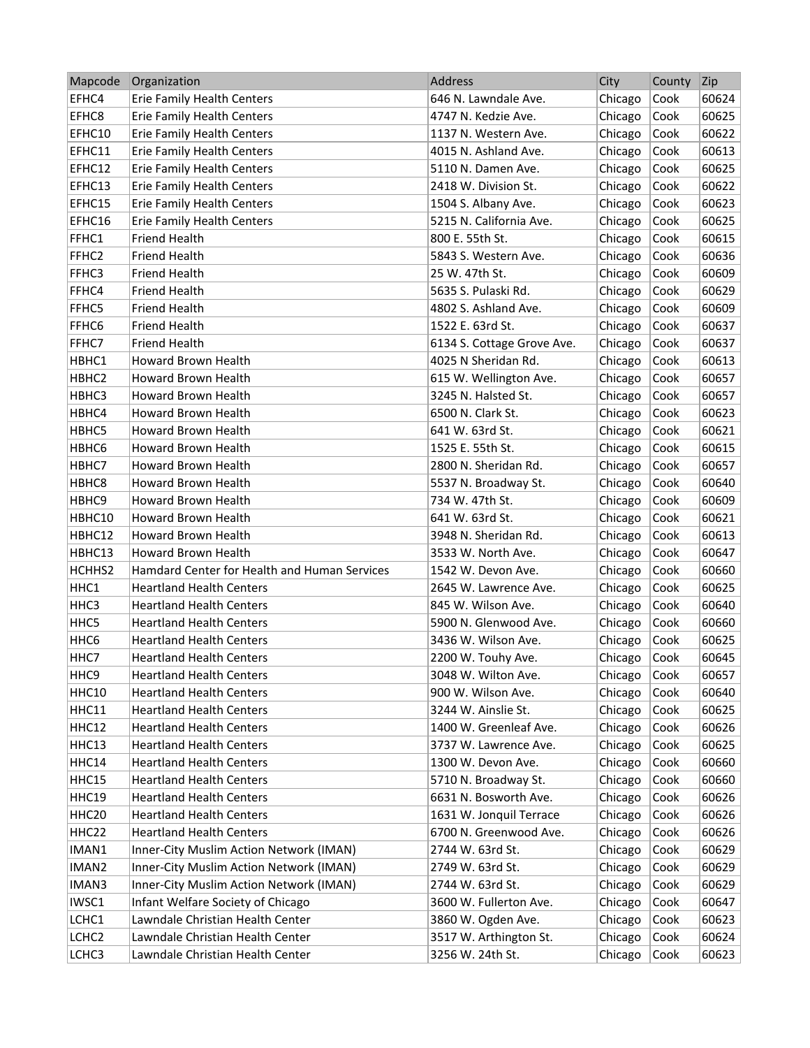| Mapcode | Organization | Address | City | County | Zip |
| --- | --- | --- | --- | --- | --- |
| EFHC4 | Erie Family Health Centers | 646 N. Lawndale Ave. | Chicago | Cook | 60624 |
| EFHC8 | Erie Family Health Centers | 4747 N. Kedzie Ave. | Chicago | Cook | 60625 |
| EFHC10 | Erie Family Health Centers | 1137 N. Western Ave. | Chicago | Cook | 60622 |
| EFHC11 | Erie Family Health Centers | 4015 N. Ashland Ave. | Chicago | Cook | 60613 |
| EFHC12 | Erie Family Health Centers | 5110 N. Damen Ave. | Chicago | Cook | 60625 |
| EFHC13 | Erie Family Health Centers | 2418 W. Division St. | Chicago | Cook | 60622 |
| EFHC15 | Erie Family Health Centers | 1504 S. Albany Ave. | Chicago | Cook | 60623 |
| EFHC16 | Erie Family Health Centers | 5215 N. California Ave. | Chicago | Cook | 60625 |
| FFHC1 | Friend Health | 800 E. 55th St. | Chicago | Cook | 60615 |
| FFHC2 | Friend Health | 5843 S. Western Ave. | Chicago | Cook | 60636 |
| FFHC3 | Friend Health | 25 W. 47th St. | Chicago | Cook | 60609 |
| FFHC4 | Friend Health | 5635 S. Pulaski Rd. | Chicago | Cook | 60629 |
| FFHC5 | Friend Health | 4802 S. Ashland Ave. | Chicago | Cook | 60609 |
| FFHC6 | Friend Health | 1522 E. 63rd St. | Chicago | Cook | 60637 |
| FFHC7 | Friend Health | 6134 S. Cottage Grove Ave. | Chicago | Cook | 60637 |
| HBHC1 | Howard Brown Health | 4025 N Sheridan Rd. | Chicago | Cook | 60613 |
| HBHC2 | Howard Brown Health | 615 W. Wellington Ave. | Chicago | Cook | 60657 |
| HBHC3 | Howard Brown Health | 3245 N. Halsted St. | Chicago | Cook | 60657 |
| HBHC4 | Howard Brown Health | 6500 N. Clark St. | Chicago | Cook | 60623 |
| HBHC5 | Howard Brown Health | 641 W. 63rd St. | Chicago | Cook | 60621 |
| HBHC6 | Howard Brown Health | 1525 E. 55th St. | Chicago | Cook | 60615 |
| HBHC7 | Howard Brown Health | 2800 N. Sheridan Rd. | Chicago | Cook | 60657 |
| HBHC8 | Howard Brown Health | 5537 N. Broadway St. | Chicago | Cook | 60640 |
| HBHC9 | Howard Brown Health | 734 W. 47th St. | Chicago | Cook | 60609 |
| HBHC10 | Howard Brown Health | 641 W. 63rd St. | Chicago | Cook | 60621 |
| HBHC12 | Howard Brown Health | 3948 N. Sheridan Rd. | Chicago | Cook | 60613 |
| HBHC13 | Howard Brown Health | 3533 W. North Ave. | Chicago | Cook | 60647 |
| HCHHS2 | Hamdard Center for Health and Human Services | 1542 W. Devon Ave. | Chicago | Cook | 60660 |
| HHC1 | Heartland Health Centers | 2645 W. Lawrence Ave. | Chicago | Cook | 60625 |
| HHC3 | Heartland Health Centers | 845 W. Wilson Ave. | Chicago | Cook | 60640 |
| HHC5 | Heartland Health Centers | 5900 N. Glenwood Ave. | Chicago | Cook | 60660 |
| HHC6 | Heartland Health Centers | 3436 W. Wilson Ave. | Chicago | Cook | 60625 |
| HHC7 | Heartland Health Centers | 2200 W. Touhy Ave. | Chicago | Cook | 60645 |
| HHC9 | Heartland Health Centers | 3048 W. Wilton Ave. | Chicago | Cook | 60657 |
| HHC10 | Heartland Health Centers | 900 W. Wilson Ave. | Chicago | Cook | 60640 |
| HHC11 | Heartland Health Centers | 3244 W. Ainslie St. | Chicago | Cook | 60625 |
| HHC12 | Heartland Health Centers | 1400 W. Greenleaf Ave. | Chicago | Cook | 60626 |
| HHC13 | Heartland Health Centers | 3737 W. Lawrence Ave. | Chicago | Cook | 60625 |
| HHC14 | Heartland Health Centers | 1300 W. Devon Ave. | Chicago | Cook | 60660 |
| HHC15 | Heartland Health Centers | 5710 N. Broadway St. | Chicago | Cook | 60660 |
| HHC19 | Heartland Health Centers | 6631 N. Bosworth Ave. | Chicago | Cook | 60626 |
| HHC20 | Heartland Health Centers | 1631 W. Jonquil Terrace | Chicago | Cook | 60626 |
| HHC22 | Heartland Health Centers | 6700 N. Greenwood Ave. | Chicago | Cook | 60626 |
| IMAN1 | Inner-City Muslim Action Network (IMAN) | 2744 W. 63rd St. | Chicago | Cook | 60629 |
| IMAN2 | Inner-City Muslim Action Network (IMAN) | 2749 W. 63rd St. | Chicago | Cook | 60629 |
| IMAN3 | Inner-City Muslim Action Network (IMAN) | 2744 W. 63rd St. | Chicago | Cook | 60629 |
| IWSC1 | Infant Welfare Society of Chicago | 3600 W. Fullerton Ave. | Chicago | Cook | 60647 |
| LCHC1 | Lawndale Christian Health Center | 3860 W. Ogden Ave. | Chicago | Cook | 60623 |
| LCHC2 | Lawndale Christian Health Center | 3517 W. Arthington St. | Chicago | Cook | 60624 |
| LCHC3 | Lawndale Christian Health Center | 3256 W. 24th St. | Chicago | Cook | 60623 |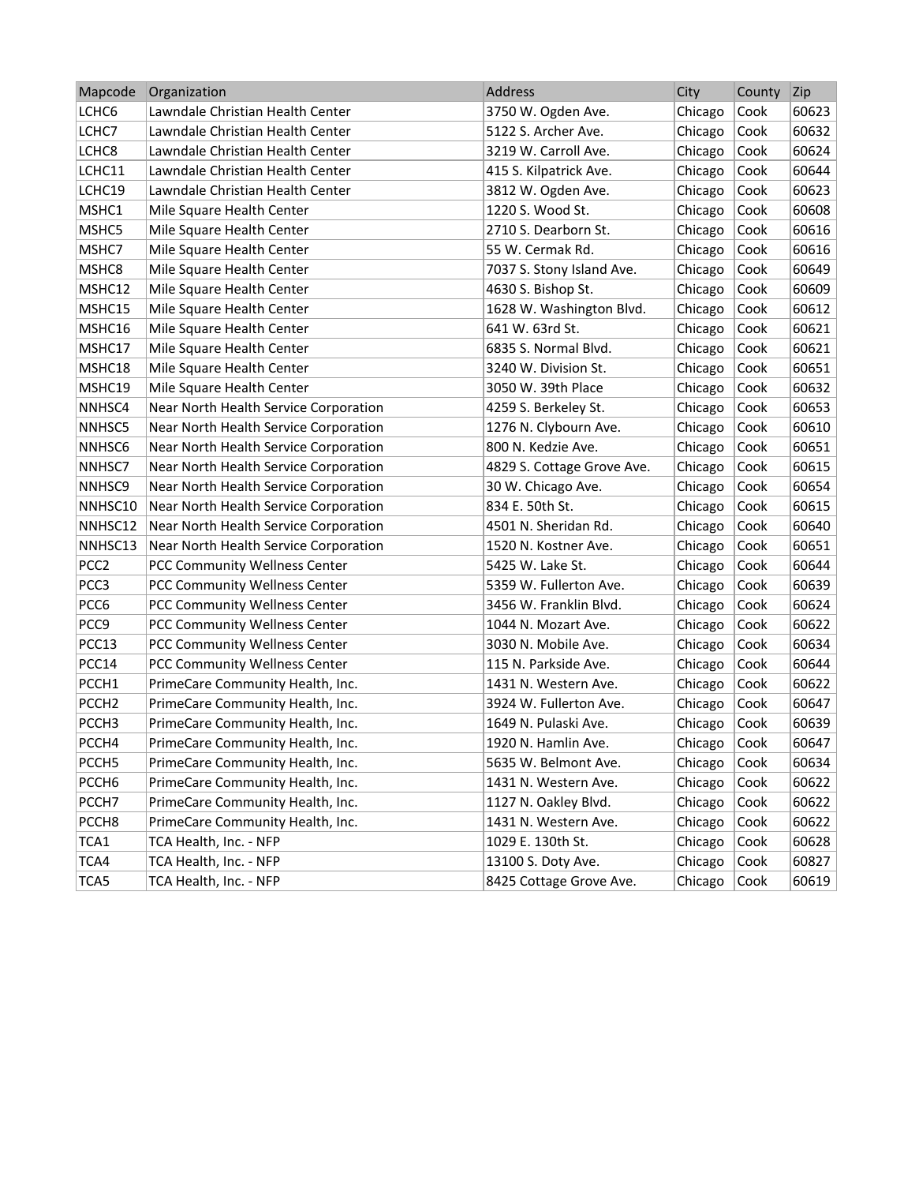| Mapcode | Organization | Address | City | County | Zip |
|---|---|---|---|---|---|
| LCHC6 | Lawndale Christian Health Center | 3750 W. Ogden Ave. | Chicago | Cook | 60623 |
| LCHC7 | Lawndale Christian Health Center | 5122 S. Archer Ave. | Chicago | Cook | 60632 |
| LCHC8 | Lawndale Christian Health Center | 3219 W. Carroll Ave. | Chicago | Cook | 60624 |
| LCHC11 | Lawndale Christian Health Center | 415 S. Kilpatrick Ave. | Chicago | Cook | 60644 |
| LCHC19 | Lawndale Christian Health Center | 3812 W. Ogden Ave. | Chicago | Cook | 60623 |
| MSHC1 | Mile Square Health Center | 1220 S. Wood St. | Chicago | Cook | 60608 |
| MSHC5 | Mile Square Health Center | 2710 S. Dearborn St. | Chicago | Cook | 60616 |
| MSHC7 | Mile Square Health Center | 55 W. Cermak Rd. | Chicago | Cook | 60616 |
| MSHC8 | Mile Square Health Center | 7037 S. Stony Island Ave. | Chicago | Cook | 60649 |
| MSHC12 | Mile Square Health Center | 4630 S. Bishop St. | Chicago | Cook | 60609 |
| MSHC15 | Mile Square Health Center | 1628 W. Washington Blvd. | Chicago | Cook | 60612 |
| MSHC16 | Mile Square Health Center | 641 W. 63rd St. | Chicago | Cook | 60621 |
| MSHC17 | Mile Square Health Center | 6835 S. Normal Blvd. | Chicago | Cook | 60621 |
| MSHC18 | Mile Square Health Center | 3240 W. Division St. | Chicago | Cook | 60651 |
| MSHC19 | Mile Square Health Center | 3050 W. 39th Place | Chicago | Cook | 60632 |
| NNHSC4 | Near North Health Service Corporation | 4259 S. Berkeley St. | Chicago | Cook | 60653 |
| NNHSC5 | Near North Health Service Corporation | 1276 N. Clybourn Ave. | Chicago | Cook | 60610 |
| NNHSC6 | Near North Health Service Corporation | 800 N. Kedzie Ave. | Chicago | Cook | 60651 |
| NNHSC7 | Near North Health Service Corporation | 4829 S. Cottage Grove Ave. | Chicago | Cook | 60615 |
| NNHSC9 | Near North Health Service Corporation | 30 W. Chicago Ave. | Chicago | Cook | 60654 |
| NNHSC10 | Near North Health Service Corporation | 834 E. 50th St. | Chicago | Cook | 60615 |
| NNHSC12 | Near North Health Service Corporation | 4501 N. Sheridan Rd. | Chicago | Cook | 60640 |
| NNHSC13 | Near North Health Service Corporation | 1520 N. Kostner Ave. | Chicago | Cook | 60651 |
| PCC2 | PCC Community Wellness Center | 5425 W. Lake St. | Chicago | Cook | 60644 |
| PCC3 | PCC Community Wellness Center | 5359 W. Fullerton Ave. | Chicago | Cook | 60639 |
| PCC6 | PCC Community Wellness Center | 3456 W. Franklin Blvd. | Chicago | Cook | 60624 |
| PCC9 | PCC Community Wellness Center | 1044 N. Mozart Ave. | Chicago | Cook | 60622 |
| PCC13 | PCC Community Wellness Center | 3030 N. Mobile Ave. | Chicago | Cook | 60634 |
| PCC14 | PCC Community Wellness Center | 115 N. Parkside Ave. | Chicago | Cook | 60644 |
| PCCH1 | PrimeCare Community Health, Inc. | 1431 N. Western Ave. | Chicago | Cook | 60622 |
| PCCH2 | PrimeCare Community Health, Inc. | 3924 W. Fullerton Ave. | Chicago | Cook | 60647 |
| PCCH3 | PrimeCare Community Health, Inc. | 1649 N. Pulaski Ave. | Chicago | Cook | 60639 |
| PCCH4 | PrimeCare Community Health, Inc. | 1920 N. Hamlin Ave. | Chicago | Cook | 60647 |
| PCCH5 | PrimeCare Community Health, Inc. | 5635 W. Belmont Ave. | Chicago | Cook | 60634 |
| PCCH6 | PrimeCare Community Health, Inc. | 1431 N. Western Ave. | Chicago | Cook | 60622 |
| PCCH7 | PrimeCare Community Health, Inc. | 1127 N. Oakley Blvd. | Chicago | Cook | 60622 |
| PCCH8 | PrimeCare Community Health, Inc. | 1431 N. Western Ave. | Chicago | Cook | 60622 |
| TCA1 | TCA Health, Inc. - NFP | 1029 E. 130th St. | Chicago | Cook | 60628 |
| TCA4 | TCA Health, Inc. - NFP | 13100 S. Doty Ave. | Chicago | Cook | 60827 |
| TCA5 | TCA Health, Inc. - NFP | 8425 Cottage Grove Ave. | Chicago | Cook | 60619 |